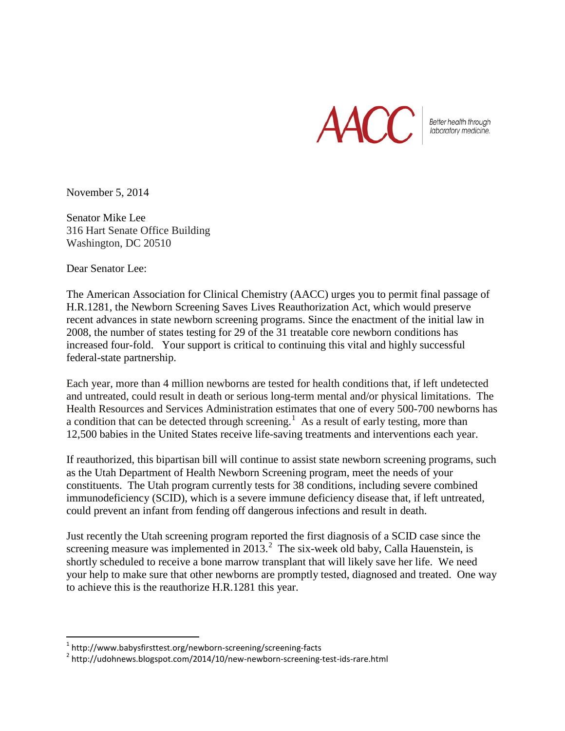AACC | Better health through laboratory medicine.

November 5, 2014

Senator Mike Lee
316 Hart Senate Office Building
Washington, DC 20510

Dear Senator Lee:

The American Association for Clinical Chemistry (AACC) urges you to permit final passage of H.R.1281, the Newborn Screening Saves Lives Reauthorization Act, which would preserve recent advances in state newborn screening programs. Since the enactment of the initial law in 2008, the number of states testing for 29 of the 31 treatable core newborn conditions has increased four-fold. Your support is critical to continuing this vital and highly successful federal-state partnership.

Each year, more than 4 million newborns are tested for health conditions that, if left undetected and untreated, could result in death or serious long-term mental and/or physical limitations. The Health Resources and Services Administration estimates that one of every 500-700 newborns has a condition that can be detected through screening.[1] As a result of early testing, more than 12,500 babies in the United States receive life-saving treatments and interventions each year.

If reauthorized, this bipartisan bill will continue to assist state newborn screening programs, such as the Utah Department of Health Newborn Screening program, meet the needs of your constituents. The Utah program currently tests for 38 conditions, including severe combined immunodeficiency (SCID), which is a severe immune deficiency disease that, if left untreated, could prevent an infant from fending off dangerous infections and result in death.

Just recently the Utah screening program reported the first diagnosis of a SCID case since the screening measure was implemented in 2013.[2] The six-week old baby, Calla Hauenstein, is shortly scheduled to receive a bone marrow transplant that will likely save her life. We need your help to make sure that other newborns are promptly tested, diagnosed and treated. One way to achieve this is the reauthorize H.R.1281 this year.

---

[1] http://www.babysfirsttest.org/newborn-screening/screening-facts

[2] http://udohnews.blogspot.com/2014/10/new-newborn-screening-test-ids-rare.html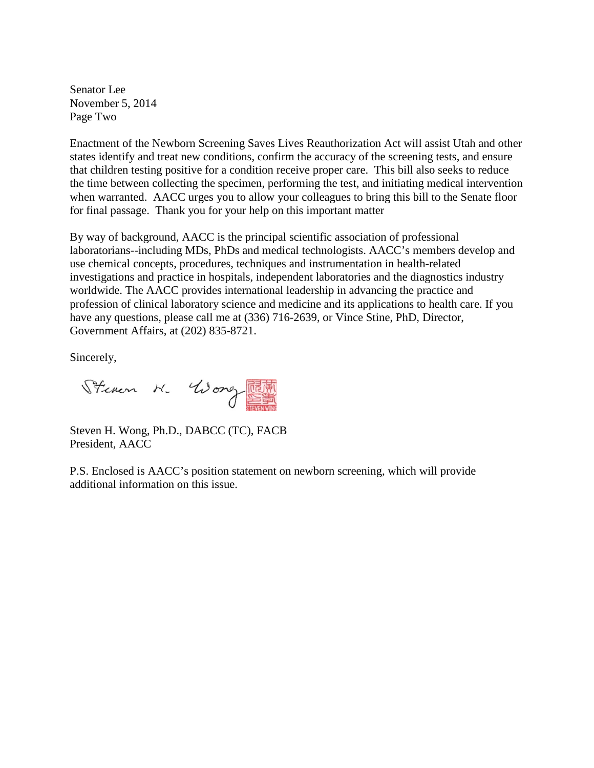Senator Lee
November 5, 2014
Page Two

Enactment of the Newborn Screening Saves Lives Reauthorization Act will assist Utah and other states identify and treat new conditions, confirm the accuracy of the screening tests, and ensure that children testing positive for a condition receive proper care. This bill also seeks to reduce the time between collecting the specimen, performing the test, and initiating medical intervention when warranted. AACC urges you to allow your colleagues to bring this bill to the Senate floor for final passage. Thank you for your help on this important matter

By way of background, AACC is the principal scientific association of professional laboratorians--including MDs, PhDs and medical technologists. AACC's members develop and use chemical concepts, procedures, techniques and instrumentation in health-related investigations and practice in hospitals, independent laboratories and the diagnostics industry worldwide. The AACC provides international leadership in advancing the practice and profession of clinical laboratory science and medicine and its applications to health care. If you have any questions, please call me at (336) 716-2639, or Vince Stine, PhD, Director, Government Affairs, at (202) 835-8721.

Sincerely,

Steven H. Wong, Ph.D., DABCC (TC), FACB
President, AACC

P.S. Enclosed is AACC's position statement on newborn screening, which will provide additional information on this issue.